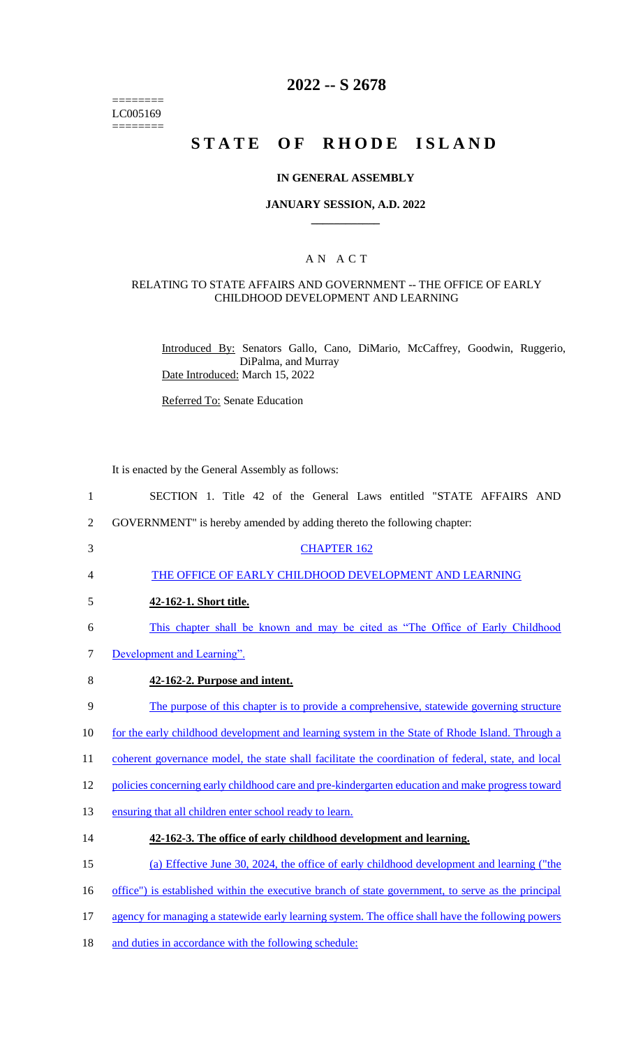========
LC005169
========

# 2022 -- S 2678

# STATE OF RHODE ISLAND

## IN GENERAL ASSEMBLY

### JANUARY SESSION, A.D. 2022

### A N A C T

RELATING TO STATE AFFAIRS AND GOVERNMENT -- THE OFFICE OF EARLY CHILDHOOD DEVELOPMENT AND LEARNING

Introduced By: Senators Gallo, Cano, DiMario, McCaffrey, Goodwin, Ruggerio, DiPalma, and Murray

Date Introduced: March 15, 2022

Referred To: Senate Education

It is enacted by the General Assembly as follows:

1 SECTION 1. Title 42 of the General Laws entitled "STATE AFFAIRS AND
2 GOVERNMENT" is hereby amended by adding thereto the following chapter:

3 CHAPTER 162

4 THE OFFICE OF EARLY CHILDHOOD DEVELOPMENT AND LEARNING

5 **42-162-1. Short title.**

6 This chapter shall be known and may be cited as "The Office of Early Childhood
7 Development and Learning".

8 **42-162-2. Purpose and intent.**

9 The purpose of this chapter is to provide a comprehensive, statewide governing structure
10 for the early childhood development and learning system in the State of Rhode Island. Through a
11 coherent governance model, the state shall facilitate the coordination of federal, state, and local
12 policies concerning early childhood care and pre-kindergarten education and make progress toward
13 ensuring that all children enter school ready to learn.

14 **42-162-3. The office of early childhood development and learning.**

15 (a) Effective June 30, 2024, the office of early childhood development and learning ("the
16 office") is established within the executive branch of state government, to serve as the principal
17 agency for managing a statewide early learning system. The office shall have the following powers
18 and duties in accordance with the following schedule: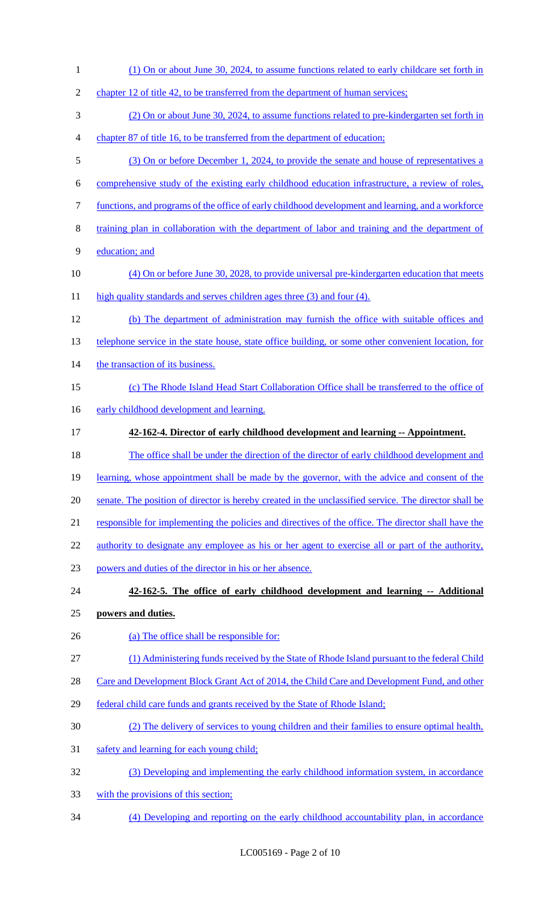(1) On or about June 30, 2024, to assume functions related to early childcare set forth in chapter 12 of title 42, to be transferred from the department of human services;

(2) On or about June 30, 2024, to assume functions related to pre-kindergarten set forth in chapter 87 of title 16, to be transferred from the department of education;

(3) On or before December 1, 2024, to provide the senate and house of representatives a comprehensive study of the existing early childhood education infrastructure, a review of roles, functions, and programs of the office of early childhood development and learning, and a workforce training plan in collaboration with the department of labor and training and the department of education; and

(4) On or before June 30, 2028, to provide universal pre-kindergarten education that meets high quality standards and serves children ages three (3) and four (4).

(b) The department of administration may furnish the office with suitable offices and telephone service in the state house, state office building, or some other convenient location, for the transaction of its business.

(c) The Rhode Island Head Start Collaboration Office shall be transferred to the office of early childhood development and learning.

**42-162-4. Director of early childhood development and learning -- Appointment.**

The office shall be under the direction of the director of early childhood development and learning, whose appointment shall be made by the governor, with the advice and consent of the senate. The position of director is hereby created in the unclassified service. The director shall be responsible for implementing the policies and directives of the office. The director shall have the authority to designate any employee as his or her agent to exercise all or part of the authority, powers and duties of the director in his or her absence.

**42-162-5. The office of early childhood development and learning -- Additional powers and duties.**

(a) The office shall be responsible for:

(1) Administering funds received by the State of Rhode Island pursuant to the federal Child Care and Development Block Grant Act of 2014, the Child Care and Development Fund, and other federal child care funds and grants received by the State of Rhode Island;

(2) The delivery of services to young children and their families to ensure optimal health, safety and learning for each young child;

(3) Developing and implementing the early childhood information system, in accordance with the provisions of this section;

(4) Developing and reporting on the early childhood accountability plan, in accordance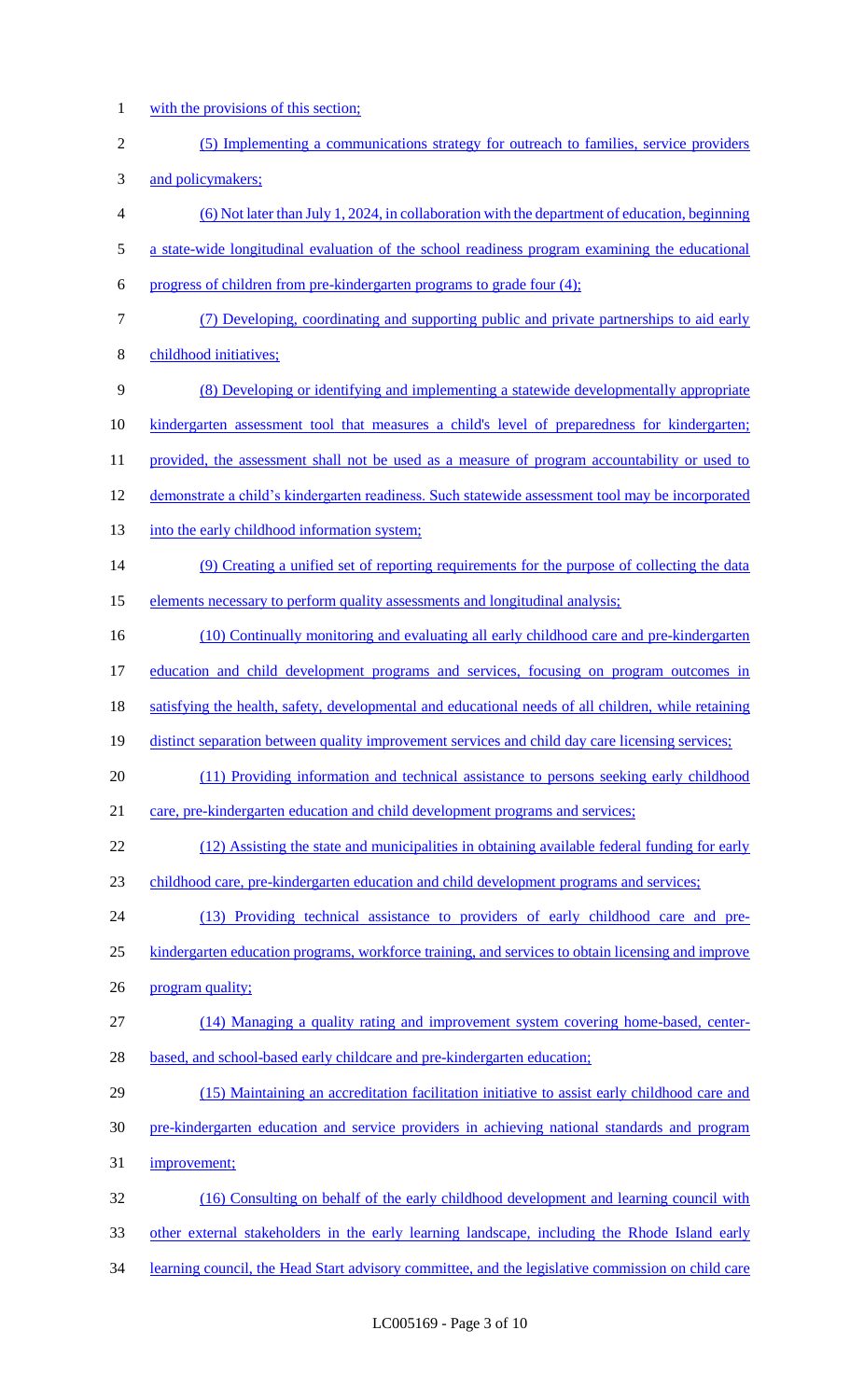with the provisions of this section;

(5) Implementing a communications strategy for outreach to families, service providers and policymakers;

(6) Not later than July 1, 2024, in collaboration with the department of education, beginning a state-wide longitudinal evaluation of the school readiness program examining the educational progress of children from pre-kindergarten programs to grade four (4);

(7) Developing, coordinating and supporting public and private partnerships to aid early childhood initiatives;

(8) Developing or identifying and implementing a statewide developmentally appropriate kindergarten assessment tool that measures a child's level of preparedness for kindergarten; provided, the assessment shall not be used as a measure of program accountability or used to demonstrate a child's kindergarten readiness. Such statewide assessment tool may be incorporated into the early childhood information system;

(9) Creating a unified set of reporting requirements for the purpose of collecting the data elements necessary to perform quality assessments and longitudinal analysis;

(10) Continually monitoring and evaluating all early childhood care and pre-kindergarten education and child development programs and services, focusing on program outcomes in satisfying the health, safety, developmental and educational needs of all children, while retaining distinct separation between quality improvement services and child day care licensing services;

(11) Providing information and technical assistance to persons seeking early childhood care, pre-kindergarten education and child development programs and services;

(12) Assisting the state and municipalities in obtaining available federal funding for early childhood care, pre-kindergarten education and child development programs and services;

(13) Providing technical assistance to providers of early childhood care and pre-kindergarten education programs, workforce training, and services to obtain licensing and improve program quality;

(14) Managing a quality rating and improvement system covering home-based, center-based, and school-based early childcare and pre-kindergarten education;

(15) Maintaining an accreditation facilitation initiative to assist early childhood care and pre-kindergarten education and service providers in achieving national standards and program improvement;

(16) Consulting on behalf of the early childhood development and learning council with other external stakeholders in the early learning landscape, including the Rhode Island early learning council, the Head Start advisory committee, and the legislative commission on child care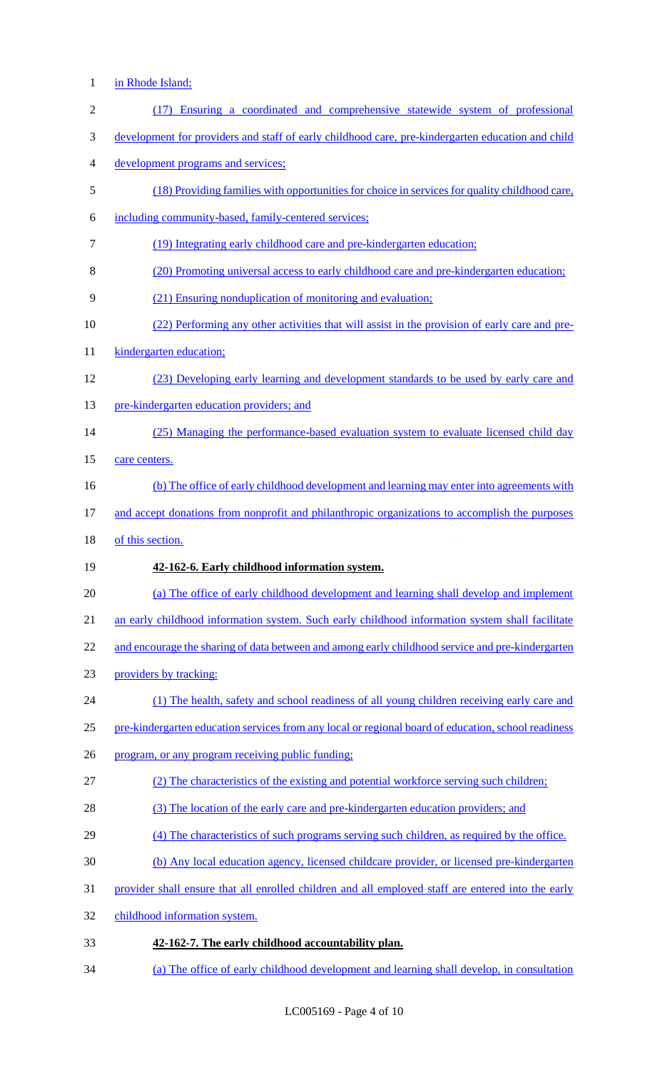in Rhode Island;

(17) Ensuring a coordinated and comprehensive statewide system of professional development for providers and staff of early childhood care, pre-kindergarten education and child development programs and services;

(18) Providing families with opportunities for choice in services for quality childhood care, including community-based, family-centered services;

(19) Integrating early childhood care and pre-kindergarten education;

(20) Promoting universal access to early childhood care and pre-kindergarten education;

(21) Ensuring nonduplication of monitoring and evaluation;

(22) Performing any other activities that will assist in the provision of early care and pre-kindergarten education;

(23) Developing early learning and development standards to be used by early care and pre-kindergarten education providers; and

(25) Managing the performance-based evaluation system to evaluate licensed child day care centers.

(b) The office of early childhood development and learning may enter into agreements with and accept donations from nonprofit and philanthropic organizations to accomplish the purposes of this section.

**42-162-6. Early childhood information system.**

(a) The office of early childhood development and learning shall develop and implement an early childhood information system. Such early childhood information system shall facilitate and encourage the sharing of data between and among early childhood service and pre-kindergarten providers by tracking:

(1) The health, safety and school readiness of all young children receiving early care and pre-kindergarten education services from any local or regional board of education, school readiness program, or any program receiving public funding;

(2) The characteristics of the existing and potential workforce serving such children;

(3) The location of the early care and pre-kindergarten education providers; and

(4) The characteristics of such programs serving such children, as required by the office.

(b) Any local education agency, licensed childcare provider, or licensed pre-kindergarten provider shall ensure that all enrolled children and all employed staff are entered into the early childhood information system.

**42-162-7. The early childhood accountability plan.**

(a) The office of early childhood development and learning shall develop, in consultation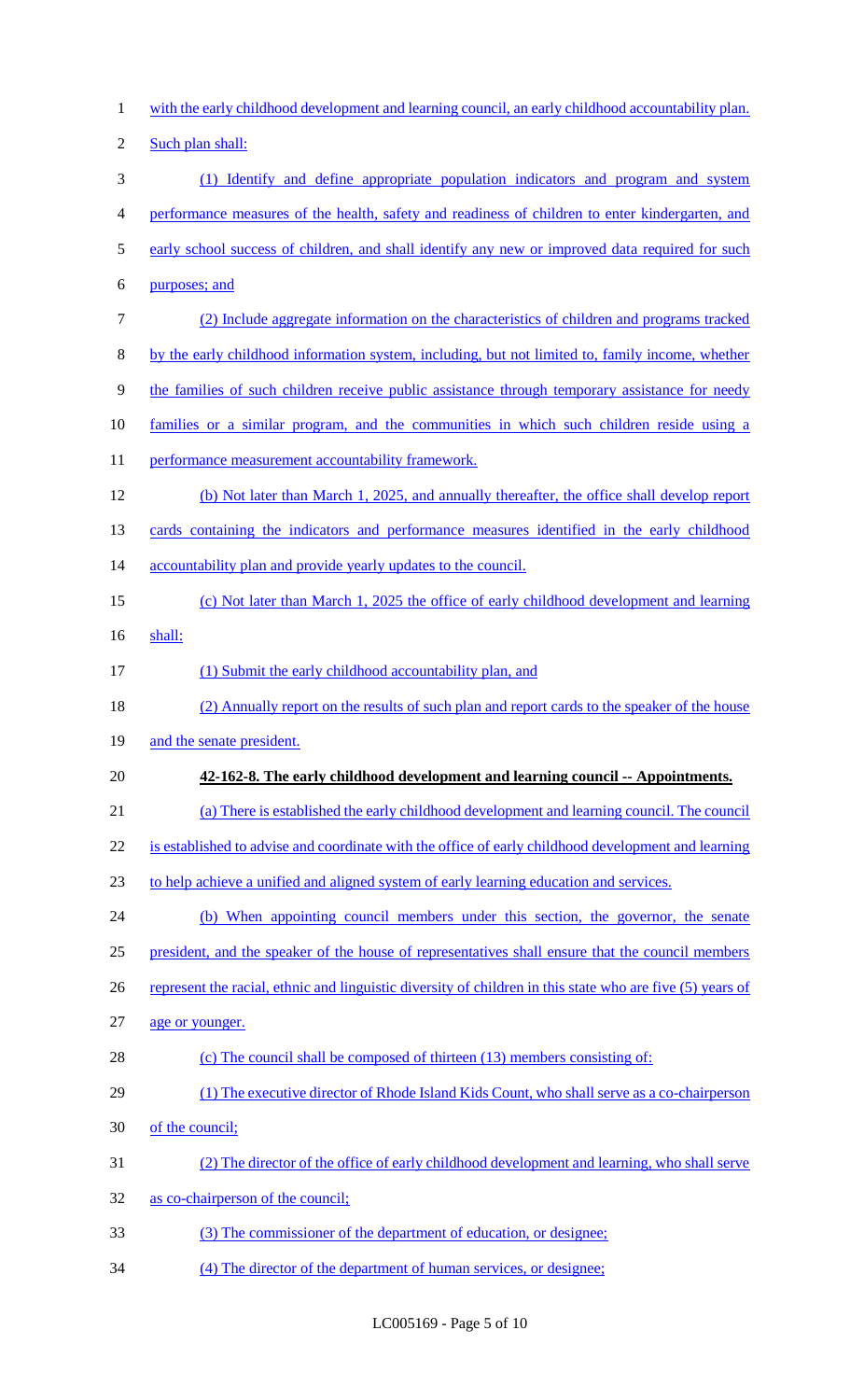with the early childhood development and learning council, an early childhood accountability plan. Such plan shall:

(1) Identify and define appropriate population indicators and program and system performance measures of the health, safety and readiness of children to enter kindergarten, and early school success of children, and shall identify any new or improved data required for such purposes; and

(2) Include aggregate information on the characteristics of children and programs tracked by the early childhood information system, including, but not limited to, family income, whether the families of such children receive public assistance through temporary assistance for needy families or a similar program, and the communities in which such children reside using a performance measurement accountability framework.

(b) Not later than March 1, 2025, and annually thereafter, the office shall develop report cards containing the indicators and performance measures identified in the early childhood accountability plan and provide yearly updates to the council.

(c) Not later than March 1, 2025 the office of early childhood development and learning shall:

(1) Submit the early childhood accountability plan, and

(2) Annually report on the results of such plan and report cards to the speaker of the house and the senate president.

**42-162-8. The early childhood development and learning council -- Appointments.**

(a) There is established the early childhood development and learning council. The council is established to advise and coordinate with the office of early childhood development and learning to help achieve a unified and aligned system of early learning education and services.

(b) When appointing council members under this section, the governor, the senate president, and the speaker of the house of representatives shall ensure that the council members represent the racial, ethnic and linguistic diversity of children in this state who are five (5) years of age or younger.

(c) The council shall be composed of thirteen (13) members consisting of:

(1) The executive director of Rhode Island Kids Count, who shall serve as a co-chairperson of the council;

(2) The director of the office of early childhood development and learning, who shall serve as co-chairperson of the council;

(3) The commissioner of the department of education, or designee;

(4) The director of the department of human services, or designee;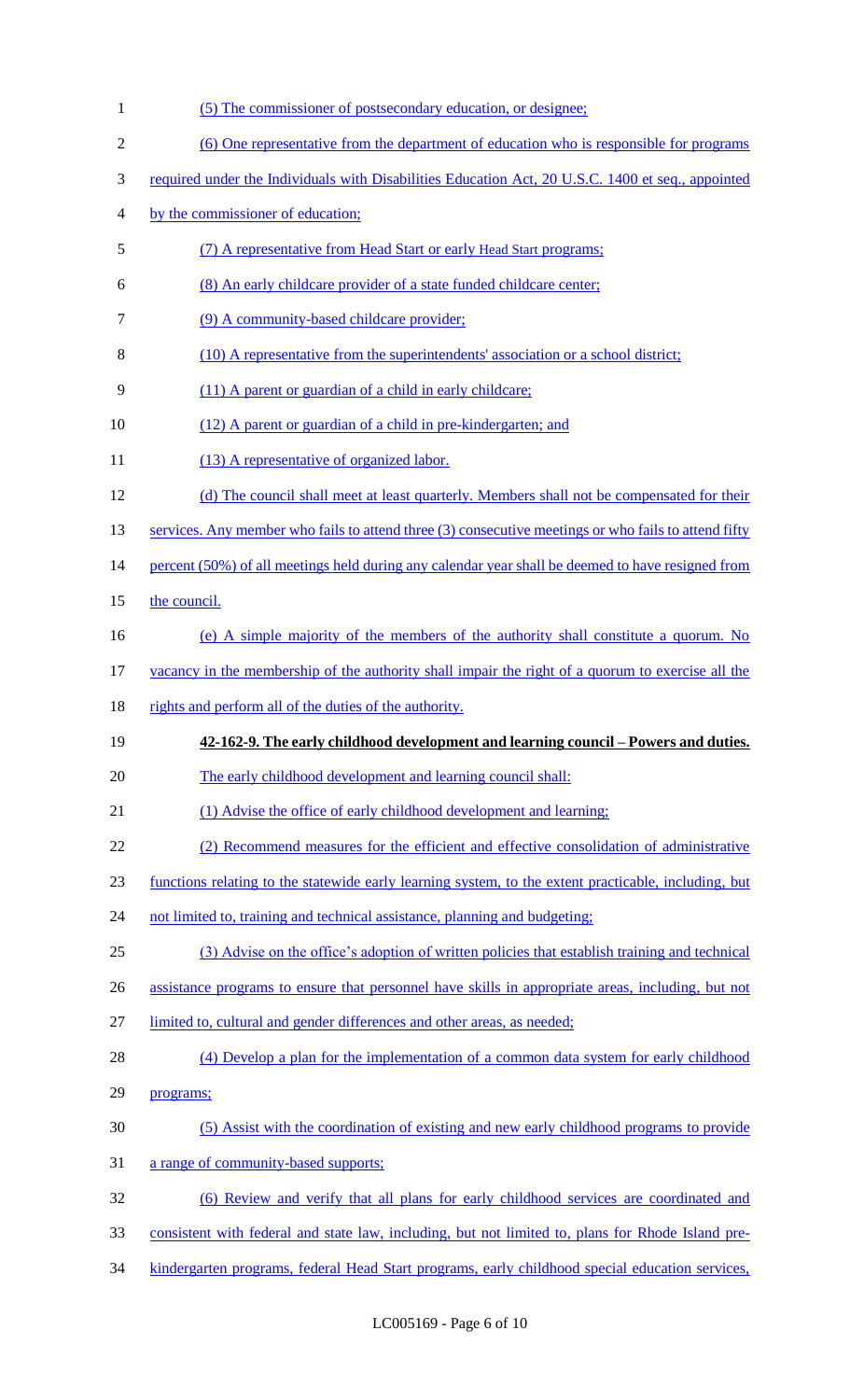(5) The commissioner of postsecondary education, or designee;

(6) One representative from the department of education who is responsible for programs required under the Individuals with Disabilities Education Act, 20 U.S.C. 1400 et seq., appointed by the commissioner of education;

(7) A representative from Head Start or early Head Start programs;

(8) An early childcare provider of a state funded childcare center;

(9) A community-based childcare provider;

(10) A representative from the superintendents' association or a school district;

(11) A parent or guardian of a child in early childcare;

(12) A parent or guardian of a child in pre-kindergarten; and

(13) A representative of organized labor.

(d) The council shall meet at least quarterly. Members shall not be compensated for their services. Any member who fails to attend three (3) consecutive meetings or who fails to attend fifty percent (50%) of all meetings held during any calendar year shall be deemed to have resigned from the council.

(e) A simple majority of the members of the authority shall constitute a quorum. No vacancy in the membership of the authority shall impair the right of a quorum to exercise all the rights and perform all of the duties of the authority.

**42-162-9. The early childhood development and learning council – Powers and duties.**

The early childhood development and learning council shall:

(1) Advise the office of early childhood development and learning;

(2) Recommend measures for the efficient and effective consolidation of administrative functions relating to the statewide early learning system, to the extent practicable, including, but not limited to, training and technical assistance, planning and budgeting;

(3) Advise on the office's adoption of written policies that establish training and technical assistance programs to ensure that personnel have skills in appropriate areas, including, but not limited to, cultural and gender differences and other areas, as needed;

(4) Develop a plan for the implementation of a common data system for early childhood programs;

(5) Assist with the coordination of existing and new early childhood programs to provide a range of community-based supports;

(6) Review and verify that all plans for early childhood services are coordinated and consistent with federal and state law, including, but not limited to, plans for Rhode Island pre-kindergarten programs, federal Head Start programs, early childhood special education services,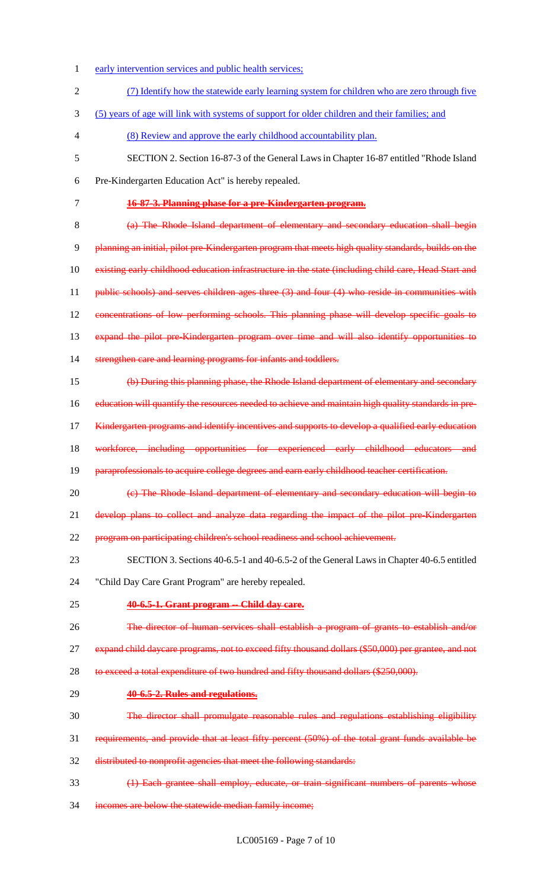early intervention services and public health services;

(7) Identify how the statewide early learning system for children who are zero through five (5) years of age will link with systems of support for older children and their families; and

(8) Review and approve the early childhood accountability plan.

SECTION 2. Section 16-87-3 of the General Laws in Chapter 16-87 entitled "Rhode Island Pre-Kindergarten Education Act" is hereby repealed.

~~**16-87-3. Planning phase for a pre-Kindergarten program.**~~

~~(a) The Rhode Island department of elementary and secondary education shall begin planning an initial, pilot pre-Kindergarten program that meets high quality standards, builds on the existing early childhood education infrastructure in the state (including child care, Head Start and public schools) and serves children ages three (3) and four (4) who reside in communities with concentrations of low performing schools. This planning phase will develop specific goals to expand the pilot pre-Kindergarten program over time and will also identify opportunities to strengthen care and learning programs for infants and toddlers.~~

~~(b) During this planning phase, the Rhode Island department of elementary and secondary education will quantify the resources needed to achieve and maintain high quality standards in pre-Kindergarten programs and identify incentives and supports to develop a qualified early education workforce, including opportunities for experienced early childhood educators and paraprofessionals to acquire college degrees and earn early childhood teacher certification.~~

~~(c) The Rhode Island department of elementary and secondary education will begin to develop plans to collect and analyze data regarding the impact of the pilot pre-Kindergarten program on participating children's school readiness and school achievement.~~

SECTION 3. Sections 40-6.5-1 and 40-6.5-2 of the General Laws in Chapter 40-6.5 entitled "Child Day Care Grant Program" are hereby repealed.

~~**40-6.5-1. Grant program -- Child day care.**~~

~~The director of human services shall establish a program of grants to establish and/or expand child daycare programs, not to exceed fifty thousand dollars ($50,000) per grantee, and not to exceed a total expenditure of two hundred and fifty thousand dollars ($250,000).~~

~~**40-6.5-2. Rules and regulations.**~~

~~The director shall promulgate reasonable rules and regulations establishing eligibility requirements, and provide that at least fifty percent (50%) of the total grant funds available be distributed to nonprofit agencies that meet the following standards:~~

~~(1) Each grantee shall employ, educate, or train significant numbers of parents whose incomes are below the statewide median family income;~~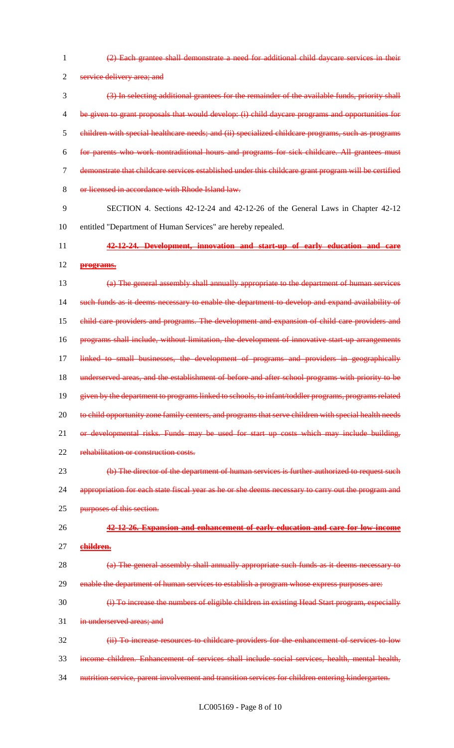~~(2) Each grantee shall demonstrate a need for additional child daycare services in their service delivery area; and~~

~~(3) In selecting additional grantees for the remainder of the available funds, priority shall be given to grant proposals that would develop: (i) child daycare programs and opportunities for children with special healthcare needs; and (ii) specialized childcare programs, such as programs for parents who work nontraditional hours and programs for sick childcare. All grantees must demonstrate that childcare services established under this childcare grant program will be certified or licensed in accordance with Rhode Island law.~~

SECTION 4. Sections 42-12-24 and 42-12-26 of the General Laws in Chapter 42-12 entitled "Department of Human Services" are hereby repealed.

~~**42-12-24. Development, innovation and start-up of early education and care programs.**~~

~~(a) The general assembly shall annually appropriate to the department of human services such funds as it deems necessary to enable the department to develop and expand availability of child care providers and programs. The development and expansion of child care providers and programs shall include, without limitation, the development of innovative start-up arrangements linked to small businesses, the development of programs and providers in geographically underserved areas, and the establishment of before and after school programs with priority to be given by the department to programs linked to schools, to infant/toddler programs, programs related to child opportunity zone family centers, and programs that serve children with special health needs or developmental risks. Funds may be used for start up costs which may include building, rehabilitation or construction costs.~~

~~(b) The director of the department of human services is further authorized to request such appropriation for each state fiscal year as he or she deems necessary to carry out the program and purposes of this section.~~

~~**42-12-26. Expansion and enhancement of early education and care for low-income children.**~~

~~(a) The general assembly shall annually appropriate such funds as it deems necessary to enable the department of human services to establish a program whose express purposes are:~~

~~(i) To increase the numbers of eligible children in existing Head Start program, especially in underserved areas; and~~

~~(ii) To increase resources to childcare providers for the enhancement of services to low income children. Enhancement of services shall include social services, health, mental health, nutrition service, parent involvement and transition services for children entering kindergarten.~~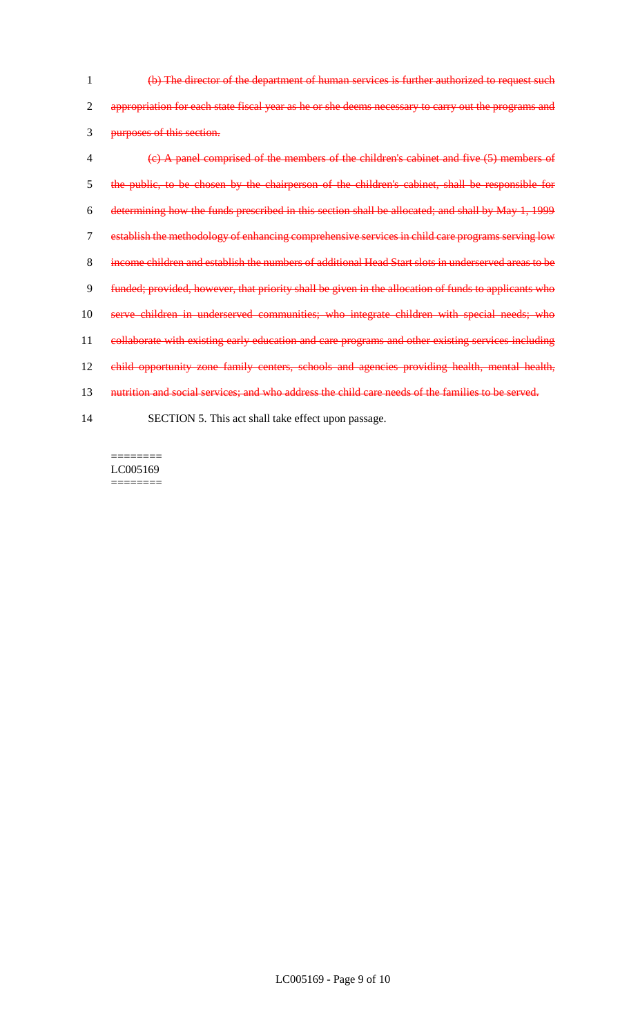~~(b) The director of the department of human services is further authorized to request such appropriation for each state fiscal year as he or she deems necessary to carry out the programs and purposes of this section.~~

~~(c) A panel comprised of the members of the children's cabinet and five (5) members of the public, to be chosen by the chairperson of the children's cabinet, shall be responsible for determining how the funds prescribed in this section shall be allocated; and shall by May 1, 1999 establish the methodology of enhancing comprehensive services in child care programs serving low income children and establish the numbers of additional Head Start slots in underserved areas to be funded; provided, however, that priority shall be given in the allocation of funds to applicants who serve children in underserved communities; who integrate children with special needs; who collaborate with existing early education and care programs and other existing services including child opportunity zone family centers, schools and agencies providing health, mental health, nutrition and social services; and who address the child care needs of the families to be served.~~

SECTION 5. This act shall take effect upon passage.

========
LC005169
========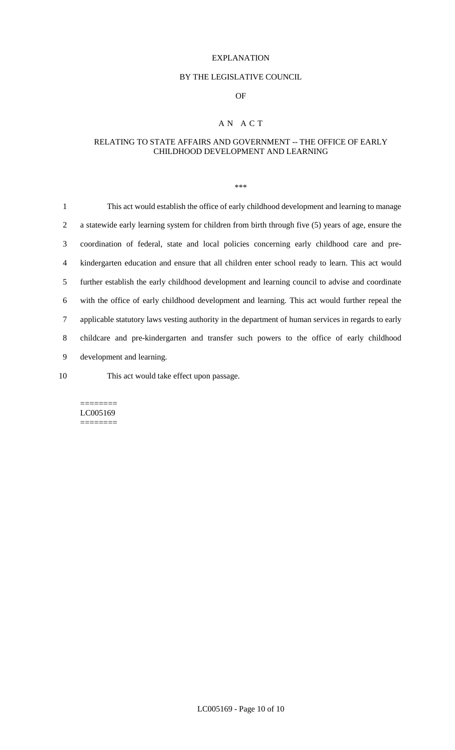EXPLANATION

BY THE LEGISLATIVE COUNCIL

OF

# A N A C T

RELATING TO STATE AFFAIRS AND GOVERNMENT -- THE OFFICE OF EARLY CHILDHOOD DEVELOPMENT AND LEARNING

\*\*\*

This act would establish the office of early childhood development and learning to manage a statewide early learning system for children from birth through five (5) years of age, ensure the coordination of federal, state and local policies concerning early childhood care and pre-kindergarten education and ensure that all children enter school ready to learn. This act would further establish the early childhood development and learning council to advise and coordinate with the office of early childhood development and learning. This act would further repeal the applicable statutory laws vesting authority in the department of human services in regards to early childcare and pre-kindergarten and transfer such powers to the office of early childhood development and learning.

This act would take effect upon passage.

========
LC005169
========